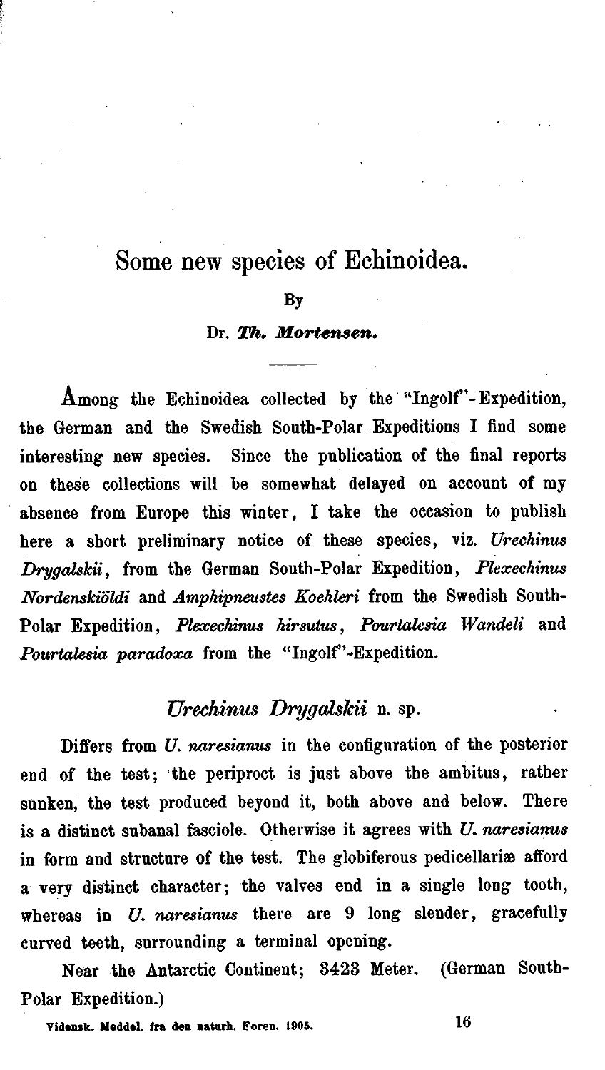# Some new species of Echinoidea.

By

Dr. ***Th. Mortensen.***

Among the Echinoidea collected by the "Ingolf"-Expedition, the German and the Swedish South-Polar Expeditions I find some interesting new species. Since the publication of the final reports on these collections will be somewhat delayed on account of my absence from Europe this winter, I take the occasion to publish here a short preliminary notice of these species, viz. *Urechinus Drygalskii*, from the German South-Polar Expedition, *Plexechinus Nordenskiöldi* and *Amphipneustes Koehleri* from the Swedish South-Polar Expedition, *Plexechinus hirsutus*, *Pourtalesia Wandeli* and *Pourtalesia paradoxa* from the "Ingolf"-Expedition.

## *Urechinus Drygalskii* n. sp.

Differs from *U. naresianus* in the configuration of the posterior end of the test; the periproct is just above the ambitus, rather sunken, the test produced beyond it, both above and below. There is a distinct subanal fasciole. Otherwise it agrees with *U. naresianus* in form and structure of the test. The globiferous pedicellariæ afford a very distinct character; the valves end in a single long tooth, whereas in *U. naresianus* there are 9 long slender, gracefully curved teeth, surrounding a terminal opening.

Near the Antarctic Continent; 3423 Meter. (German South-Polar Expedition.)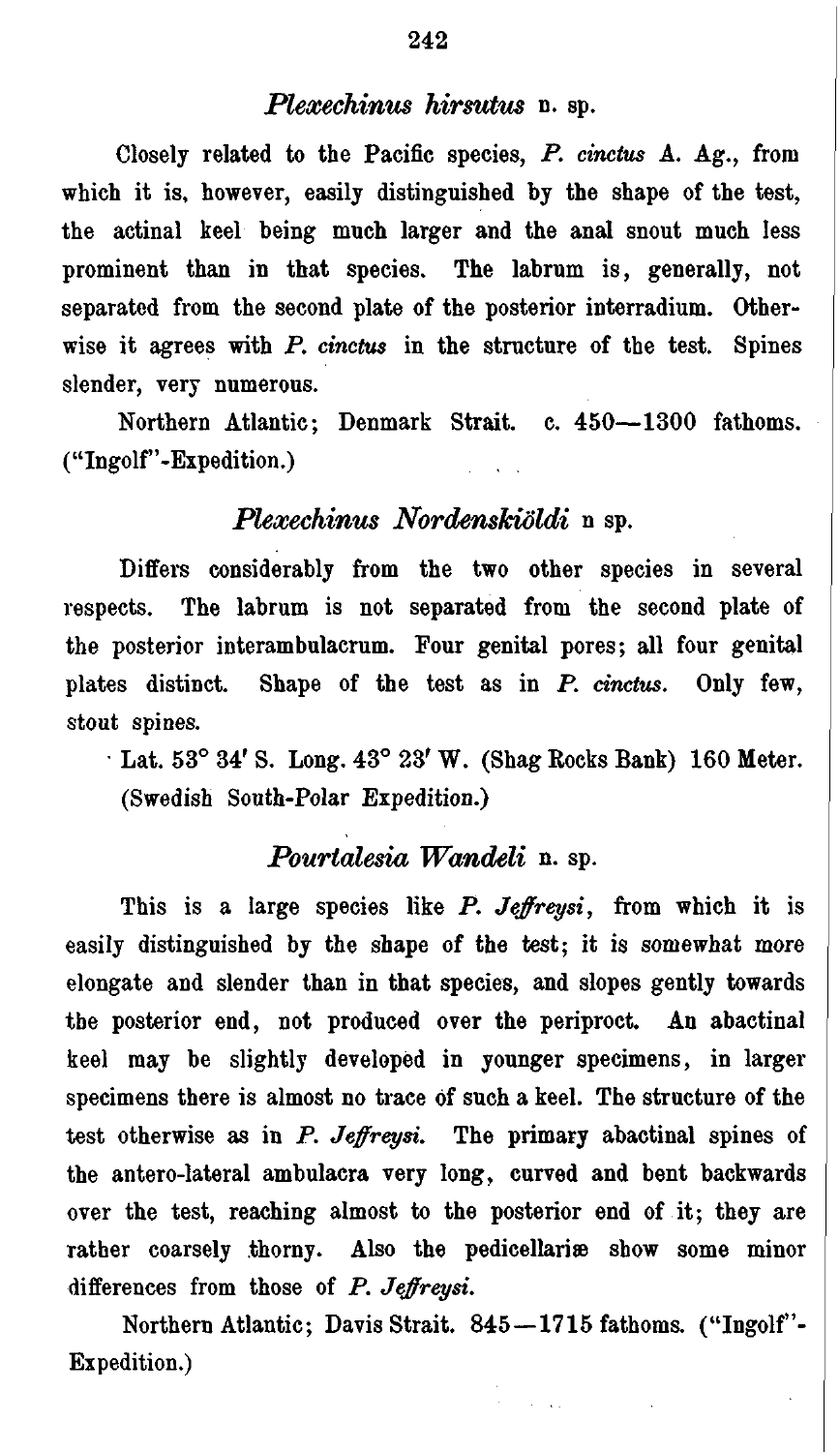### *Plexechinus hirsutus* n. sp.

Closely related to the Pacific species, *P. cinctus* A. Ag., from which it is, however, easily distinguished by the shape of the test, the actinal keel being much larger and the anal snout much less prominent than in that species. The labrum is, generally, not separated from the second plate of the posterior interradium. Otherwise it agrees with *P. cinctus* in the structure of the test. Spines slender, very numerous.

Northern Atlantic; Denmark Strait. c. 450—1300 fathoms. ("Ingolf"-Expedition.)

### *Plexechinus Nordenskiöldi* n sp.

Differs considerably from the two other species in several respects. The labrum is not separated from the second plate of the posterior interambulacrum. Four genital pores; all four genital plates distinct. Shape of the test as in *P. cinctus*. Only few, stout spines.

Lat. 53° 34′ S. Long. 43° 23′ W. (Shag Rocks Bank) 160 Meter. (Swedish South-Polar Expedition.)

### *Pourtalesia Wandeli* n. sp.

This is a large species like *P. Jeffreysi*, from which it is easily distinguished by the shape of the test; it is somewhat more elongate and slender than in that species, and slopes gently towards the posterior end, not produced over the periproct. An abactinal keel may be slightly developed in younger specimens, in larger specimens there is almost no trace of such a keel. The structure of the test otherwise as in *P. Jeffreysi*. The primary abactinal spines of the antero-lateral ambulacra very long, curved and bent backwards over the test, reaching almost to the posterior end of it; they are rather coarsely thorny. Also the pedicellariæ show some minor differences from those of *P. Jeffreysi*.

Northern Atlantic; Davis Strait. 845—1715 fathoms. ("Ingolf"-Expedition.)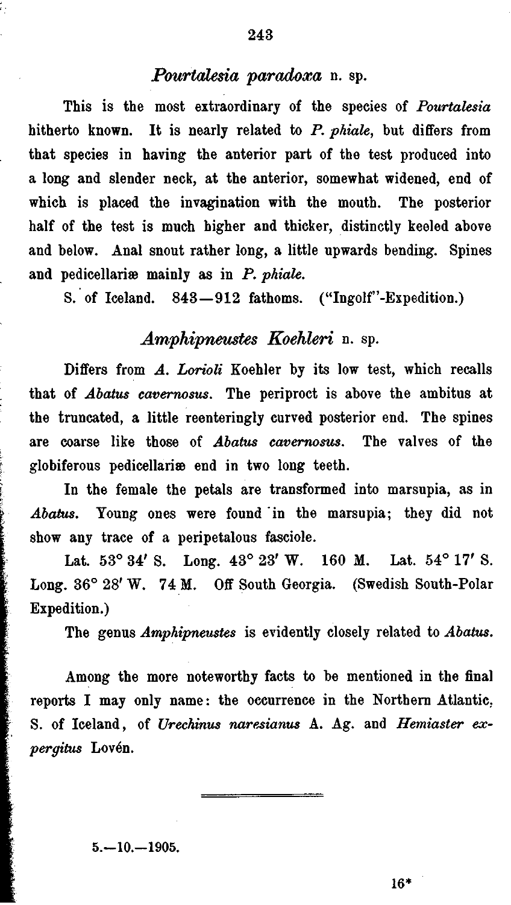## *Pourtalesia paradoxa* n. sp.

This is the most extraordinary of the species of *Pourtalesia* hitherto known. It is nearly related to *P. phiale*, but differs from that species in having the anterior part of the test produced into a long and slender neck, at the anterior, somewhat widened, end of which is placed the invagination with the mouth. The posterior half of the test is much higher and thicker, distinctly keeled above and below. Anal snout rather long, a little upwards bending. Spines and pedicellariæ mainly as in *P. phiale*.

S. of Iceland. 843—912 fathoms. ("Ingolf"-Expedition.)

## *Amphipneustes Koehleri* n. sp.

Differs from *A. Lorioli* Koehler by its low test, which recalls that of *Abatus cavernosus*. The periproct is above the ambitus at the truncated, a little reenteringly curved posterior end. The spines are coarse like those of *Abatus cavernosus*. The valves of the globiferous pedicellariæ end in two long teeth.

In the female the petals are transformed into marsupia, as in *Abatus*. Young ones were found in the marsupia; they did not show any trace of a peripetalous fasciole.

Lat. 53° 34′ S. Long. 43° 23′ W. 160 M. Lat. 54° 17′ S. Long. 36° 28′ W. 74 M. Off South Georgia. (Swedish South-Polar Expedition.)

The genus *Amphipneustes* is evidently closely related to *Abatus*.

Among the more noteworthy facts to be mentioned in the final reports I may only name: the occurrence in the Northern Atlantic, S. of Iceland, of *Urechinus naresianus* A. Ag. and *Hemiaster expergitus* Lovén.

---

5.—10.—1905.